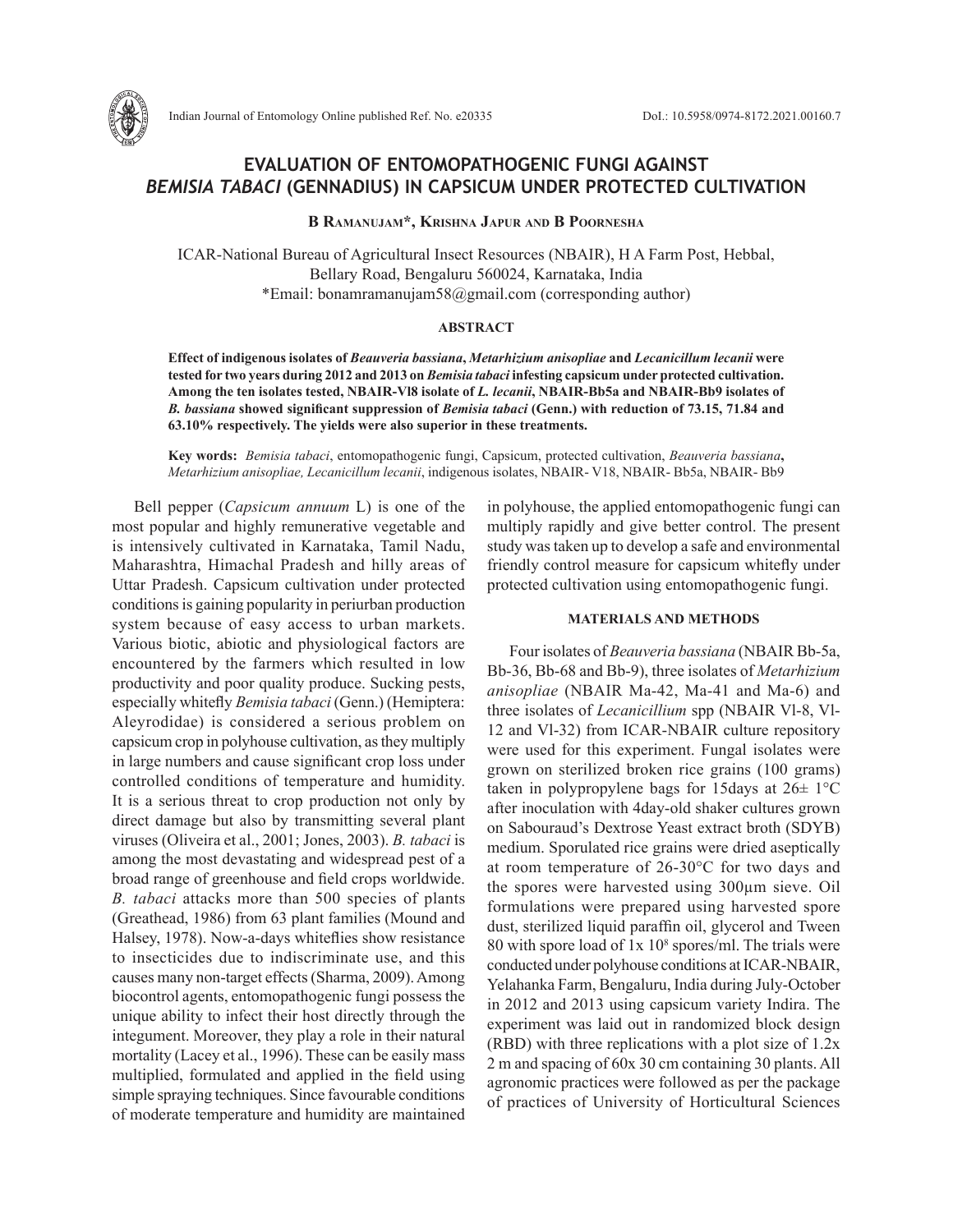# EVALUATION OF ENTOMOPATHOGENIC FUNGI AGAINST *BEMISIA TABACI* (GENNADIUS) IN CAPSICUM UNDER PROTECTED CULTIVATION

**B Ramanujam\*, Krishna Japur and B Poornesha**

ICAR-National Bureau of Agricultural Insect Resources (NBAIR), H A Farm Post, Hebbal, Bellary Road, Bengaluru 560024, Karnataka, India
\*Email: bonamramanujam58@gmail.com (corresponding author)

## ABSTRACT

**Effect of indigenous isolates of *Beauveria bassiana*, *Metarhizium anisopliae* and *Lecanicillum lecanii* were tested for two years during 2012 and 2013 on *Bemisia tabaci* infesting capsicum under protected cultivation. Among the ten isolates tested, NBAIR-Vl8 isolate of *L. lecanii*, NBAIR-Bb5a and NBAIR-Bb9 isolates of *B. bassiana* showed significant suppression of *Bemisia tabaci* (Genn.) with reduction of 73.15, 71.84 and 63.10% respectively. The yields were also superior in these treatments.**

**Key words:** *Bemisia tabaci*, entomopathogenic fungi, Capsicum, protected cultivation, *Beauveria bassiana*, *Metarhizium anisopliae, Lecanicillum lecanii*, indigenous isolates, NBAIR- V18, NBAIR- Bb5a, NBAIR- Bb9

Bell pepper (*Capsicum annuum* L) is one of the most popular and highly remunerative vegetable and is intensively cultivated in Karnataka, Tamil Nadu, Maharashtra, Himachal Pradesh and hilly areas of Uttar Pradesh. Capsicum cultivation under protected conditions is gaining popularity in periurban production system because of easy access to urban markets. Various biotic, abiotic and physiological factors are encountered by the farmers which resulted in low productivity and poor quality produce. Sucking pests, especially whitefly *Bemisia tabaci* (Genn.) (Hemiptera: Aleyrodidae) is considered a serious problem on capsicum crop in polyhouse cultivation, as they multiply in large numbers and cause significant crop loss under controlled conditions of temperature and humidity. It is a serious threat to crop production not only by direct damage but also by transmitting several plant viruses (Oliveira et al., 2001; Jones, 2003). *B. tabaci* is among the most devastating and widespread pest of a broad range of greenhouse and field crops worldwide. *B. tabaci* attacks more than 500 species of plants (Greathead, 1986) from 63 plant families (Mound and Halsey, 1978). Now-a-days whiteflies show resistance to insecticides due to indiscriminate use, and this causes many non-target effects (Sharma, 2009). Among biocontrol agents, entomopathogenic fungi possess the unique ability to infect their host directly through the integument. Moreover, they play a role in their natural mortality (Lacey et al., 1996). These can be easily mass multiplied, formulated and applied in the field using simple spraying techniques. Since favourable conditions of moderate temperature and humidity are maintained in polyhouse, the applied entomopathogenic fungi can multiply rapidly and give better control. The present study was taken up to develop a safe and environmental friendly control measure for capsicum whitefly under protected cultivation using entomopathogenic fungi.

## MATERIALS AND METHODS

Four isolates of *Beauveria bassiana* (NBAIR Bb-5a, Bb-36, Bb-68 and Bb-9), three isolates of *Metarhizium anisopliae* (NBAIR Ma-42, Ma-41 and Ma-6) and three isolates of *Lecanicillium* spp (NBAIR Vl-8, Vl-12 and Vl-32) from ICAR-NBAIR culture repository were used for this experiment. Fungal isolates were grown on sterilized broken rice grains (100 grams) taken in polypropylene bags for 15days at 26± 1°C after inoculation with 4day-old shaker cultures grown on Sabouraud's Dextrose Yeast extract broth (SDYB) medium. Sporulated rice grains were dried aseptically at room temperature of 26-30°C for two days and the spores were harvested using 300µm sieve. Oil formulations were prepared using harvested spore dust, sterilized liquid paraffin oil, glycerol and Tween 80 with spore load of $1x\ 10^8$ spores/ml. The trials were conducted under polyhouse conditions at ICAR-NBAIR, Yelahanka Farm, Bengaluru, India during July-October in 2012 and 2013 using capsicum variety Indira. The experiment was laid out in randomized block design (RBD) with three replications with a plot size of 1.2x 2 m and spacing of 60x 30 cm containing 30 plants. All agronomic practices were followed as per the package of practices of University of Horticultural Sciences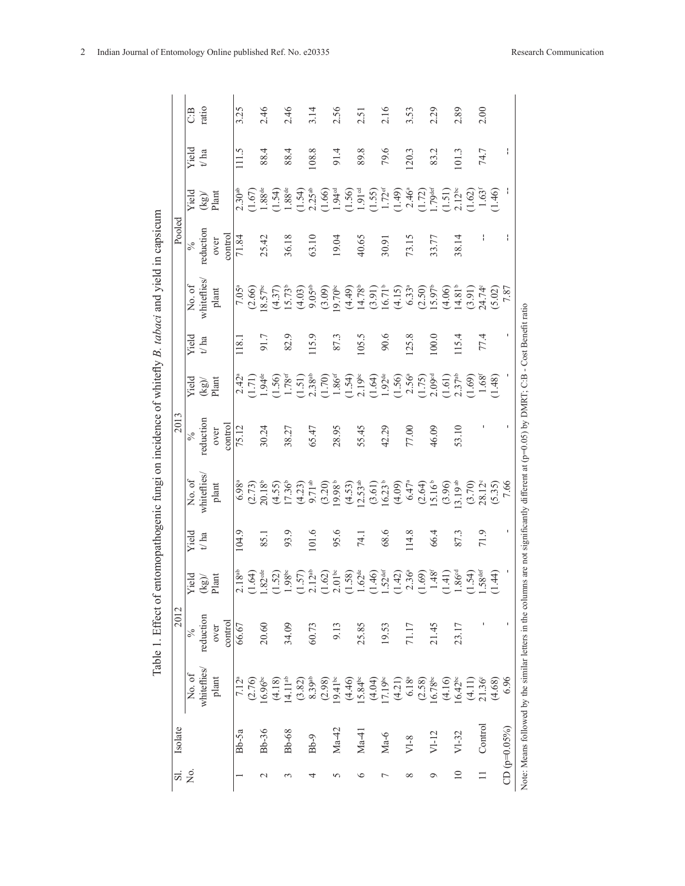Table 1. Effect of entomopathogenic fungi on incidence of whitefly *B. tabaci* and yield in capsicum

| Sl. No. | Isolate | 2012 | | | | 2013 | | | | Pooled | | | | |
|---|---|---|---|---|---|---|---|---|---|---|---|---|---|---|
| | | No. of whiteflies/ plant | % reduction over control | Yield (kg)/ Plant | Yield t/ ha | No. of whiteflies/ plant | % reduction over control | Yield (kg)/ Plant | Yield t/ ha | No. of whiteflies/ plant | % reduction over control | Yield (kg)/ Plant | Yield t/ ha | C:B ratio |
| 1 | Bb-5a | 7.12[a] (2.76) | 66.67 | 2.18[ab] (1.64) | 104.9 | 6.98[a] (2.73) | 75.12 | 2.42[a] (1.71) | 118.1 | 7.05[a] (2.66) | 71.84 | 2.30[ab] (1.67) | 111.5 | 3.25 |
| 2 | Bb-36 | 16.96[bc] (4.18) | 20.60 | 1.82[cde] (1.52) | 85.1 | 20.18[b] (4.55) | 30.24 | 1.94[de] (1.56) | 91.7 | 18.57[bc] (4.37) | 25.42 | 1.88[de] (1.54) | 88.4 | 2.46 |
| 3 | Bb-68 | 14.11[ab] (3.82) | 34.09 | 1.98[bc] (1.57) | 93.9 | 17.36[b] (4.23) | 38.27 | 1.78[ef] (1.51) | 82.9 | 15.73[b] (4.03) | 36.18 | 1.88[de] (1.54) | 88.4 | 2.46 |
| 4 | Bb-9 | 8.39[ab] (2.98) | 60.73 | 2.12[ab] (1.62) | 101.6 | 9.71[ab] (3.20) | 65.47 | 2.38[ab] (1.70) | 115.9 | 9.05[ab] (3.09) | 63.10 | 2.25[ab] (1.66) | 108.8 | 3.14 |
| 5 | Ma-42 | 19.41[bc] (4.46) | 9.13 | 2.01[bc] (1.58) | 95.6 | 19.98[b] (4.53) | 28.95 | 1.86[ef] (1.54) | 87.3 | 19.70[bc] (4.49) | 19.04 | 1.94[cd] (1.56) | 91.4 | 2.56 |
| 6 | Ma-41 | 15.84[bc] (4.04) | 25.85 | 1.62[de] (1.46) | 74.1 | 12.53[ab] (3.61) | 55.45 | 2.19[bc] (1.64) | 105.5 | 14.78[b] (3.91) | 40.65 | 1.91[cd] (1.55) | 89.8 | 2.51 |
| 7 | Ma-6 | 17.19[bc] (4.21) | 19.53 | 1.52[def] (1.42) | 68.6 | 16.23[b] (4.09) | 42.29 | 1.92[de] (1.56) | 90.6 | 16.71[b] (4.15) | 30.91 | 1.72[ef] (1.49) | 79.6 | 2.16 |
| 8 | Vl-8 | 6.18[a] (2.58) | 71.17 | 2.36[a] (1.69) | 114.8 | 6.47[a] (2.64) | 77.00 | 2.56[a] (1.75) | 125.8 | 6.33[a] (2.50) | 73.15 | 2.46[a] (1.72) | 120.3 | 3.53 |
| 9 | Vl-12 | 16.78[bc] (4.16) | 21.45 | 1.48[f] (1.41) | 66.4 | 15.16[b] (3.96) | 46.09 | 2.09[cd] (1.61) | 100.0 | 15.97[b] (4.06) | 33.77 | 1.79[def] (1.51) | 83.2 | 2.29 |
| 10 | Vl-32 | 16.42[bc] (4.11) | 23.17 | 1.86[cd] (1.54) | 87.3 | 13.19[ab] (3.70) | 53.10 | 2.37[ab] (1.69) | 115.4 | 14.81[b] (3.91) | 38.14 | 2.12[bc] (1.62) | 101.3 | 2.89 |
| 11 | Control | 21.36[c] (4.68) | - | 1.58[def] (1.44) | 71.9 | 28.12[c] (5.35) | - | 1.68[f] (1.48) | 77.4 | 24.74[c] (5.02) | -- | 1.63[f] (1.46) | 74.7 | 2.00 |
| | CD (p=0.05%) | 6.96 | - | - | - | 7.66 | - | - | - | 7.87 | -- | -- | -- | |

Note: Means followed by the similar letters in the columns are not significantly different at (p=0.05) by DMRT; C:B - Cost Benefit ratio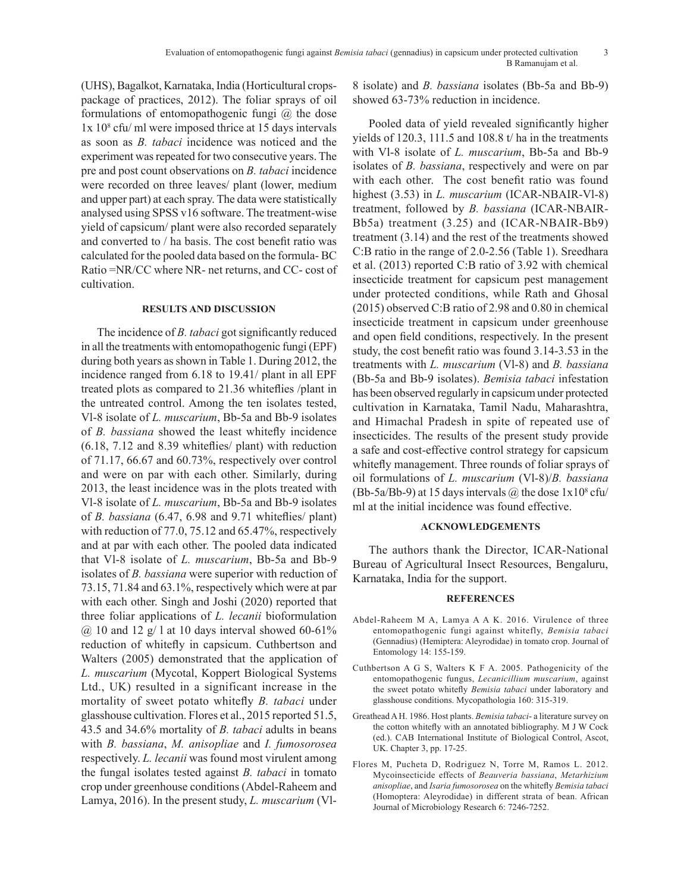(UHS), Bagalkot, Karnataka, India (Horticultural crops-package of practices, 2012). The foliar sprays of oil formulations of entomopathogenic fungi @ the dose $1x 10^8$ cfu/ ml were imposed thrice at 15 days intervals as soon as *B. tabaci* incidence was noticed and the experiment was repeated for two consecutive years. The pre and post count observations on *B. tabaci* incidence were recorded on three leaves/ plant (lower, medium and upper part) at each spray. The data were statistically analysed using SPSS v16 software. The treatment-wise yield of capsicum/ plant were also recorded separately and converted to / ha basis. The cost benefit ratio was calculated for the pooled data based on the formula- BC Ratio =NR/CC where NR- net returns, and CC- cost of cultivation.

## RESULTS AND DISCUSSION

The incidence of *B. tabaci* got significantly reduced in all the treatments with entomopathogenic fungi (EPF) during both years as shown in Table 1. During 2012, the incidence ranged from 6.18 to 19.41/ plant in all EPF treated plots as compared to 21.36 whiteflies /plant in the untreated control. Among the ten isolates tested, Vl-8 isolate of *L. muscarium*, Bb-5a and Bb-9 isolates of *B. bassiana* showed the least whitefly incidence (6.18, 7.12 and 8.39 whiteflies/ plant) with reduction of 71.17, 66.67 and 60.73%, respectively over control and were on par with each other. Similarly, during 2013, the least incidence was in the plots treated with Vl-8 isolate of *L. muscarium*, Bb-5a and Bb-9 isolates of *B. bassiana* (6.47, 6.98 and 9.71 whiteflies/ plant) with reduction of 77.0, 75.12 and 65.47%, respectively and at par with each other. The pooled data indicated that Vl-8 isolate of *L. muscarium*, Bb-5a and Bb-9 isolates of *B. bassiana* were superior with reduction of 73.15, 71.84 and 63.1%, respectively which were at par with each other. Singh and Joshi (2020) reported that three foliar applications of *L. lecanii* bioformulation @ 10 and 12 g/ l at 10 days interval showed 60-61% reduction of whitefly in capsicum. Cuthbertson and Walters (2005) demonstrated that the application of *L. muscarium* (Mycotal, Koppert Biological Systems Ltd., UK) resulted in a significant increase in the mortality of sweet potato whitefly *B. tabaci* under glasshouse cultivation. Flores et al., 2015 reported 51.5, 43.5 and 34.6% mortality of *B. tabaci* adults in beans with *B. bassiana*, *M. anisopliae* and *I. fumosorosea* respectively. *L. lecanii* was found most virulent among the fungal isolates tested against *B. tabaci* in tomato crop under greenhouse conditions (Abdel-Raheem and Lamya, 2016). In the present study, *L. muscarium* (Vl-8 isolate) and *B. bassiana* isolates (Bb-5a and Bb-9) showed 63-73% reduction in incidence.

Pooled data of yield revealed significantly higher yields of 120.3, 111.5 and 108.8 t/ ha in the treatments with Vl-8 isolate of *L. muscarium*, Bb-5a and Bb-9 isolates of *B. bassiana*, respectively and were on par with each other. The cost benefit ratio was found highest (3.53) in *L. muscarium* (ICAR-NBAIR-Vl-8) treatment, followed by *B. bassiana* (ICAR-NBAIR-Bb5a) treatment (3.25) and (ICAR-NBAIR-Bb9) treatment (3.14) and the rest of the treatments showed C:B ratio in the range of 2.0-2.56 (Table 1). Sreedhara et al. (2013) reported C:B ratio of 3.92 with chemical insecticide treatment for capsicum pest management under protected conditions, while Rath and Ghosal (2015) observed C:B ratio of 2.98 and 0.80 in chemical insecticide treatment in capsicum under greenhouse and open field conditions, respectively. In the present study, the cost benefit ratio was found 3.14-3.53 in the treatments with *L. muscarium* (Vl-8) and *B. bassiana* (Bb-5a and Bb-9 isolates). *Bemisia tabaci* infestation has been observed regularly in capsicum under protected cultivation in Karnataka, Tamil Nadu, Maharashtra, and Himachal Pradesh in spite of repeated use of insecticides. The results of the present study provide a safe and cost-effective control strategy for capsicum whitefly management. Three rounds of foliar sprays of oil formulations of *L. muscarium* (Vl-8)/*B. bassiana* (Bb-5a/Bb-9) at 15 days intervals @ the dose $1x10^8$ cfu/ ml at the initial incidence was found effective.

## ACKNOWLEDGEMENTS

The authors thank the Director, ICAR-National Bureau of Agricultural Insect Resources, Bengaluru, Karnataka, India for the support.

## REFERENCES

Abdel-Raheem M A, Lamya A A K. 2016. Virulence of three entomopathogenic fungi against whitefly, *Bemisia tabaci* (Gennadius) (Hemiptera: Aleyrodidae) in tomato crop. Journal of Entomology 14: 155-159.

Cuthbertson A G S, Walters K F A. 2005. Pathogenicity of the entomopathogenic fungus, *Lecanicillium muscarium*, against the sweet potato whitefly *Bemisia tabaci* under laboratory and glasshouse conditions. Mycopathologia 160: 315-319.

Greathead A H. 1986. Host plants. *Bemisia tabaci*- a literature survey on the cotton whitefly with an annotated bibliography. M J W Cock (ed.). CAB International Institute of Biological Control, Ascot, UK. Chapter 3, pp. 17-25.

Flores M, Pucheta D, Rodriguez N, Torre M, Ramos L. 2012. Mycoinsecticide effects of *Beauveria bassiana*, *Metarhizium anisopliae*, and *Isaria fumosorosea* on the whitefly *Bemisia tabaci* (Homoptera: Aleyrodidae) in different strata of bean. African Journal of Microbiology Research 6: 7246-7252.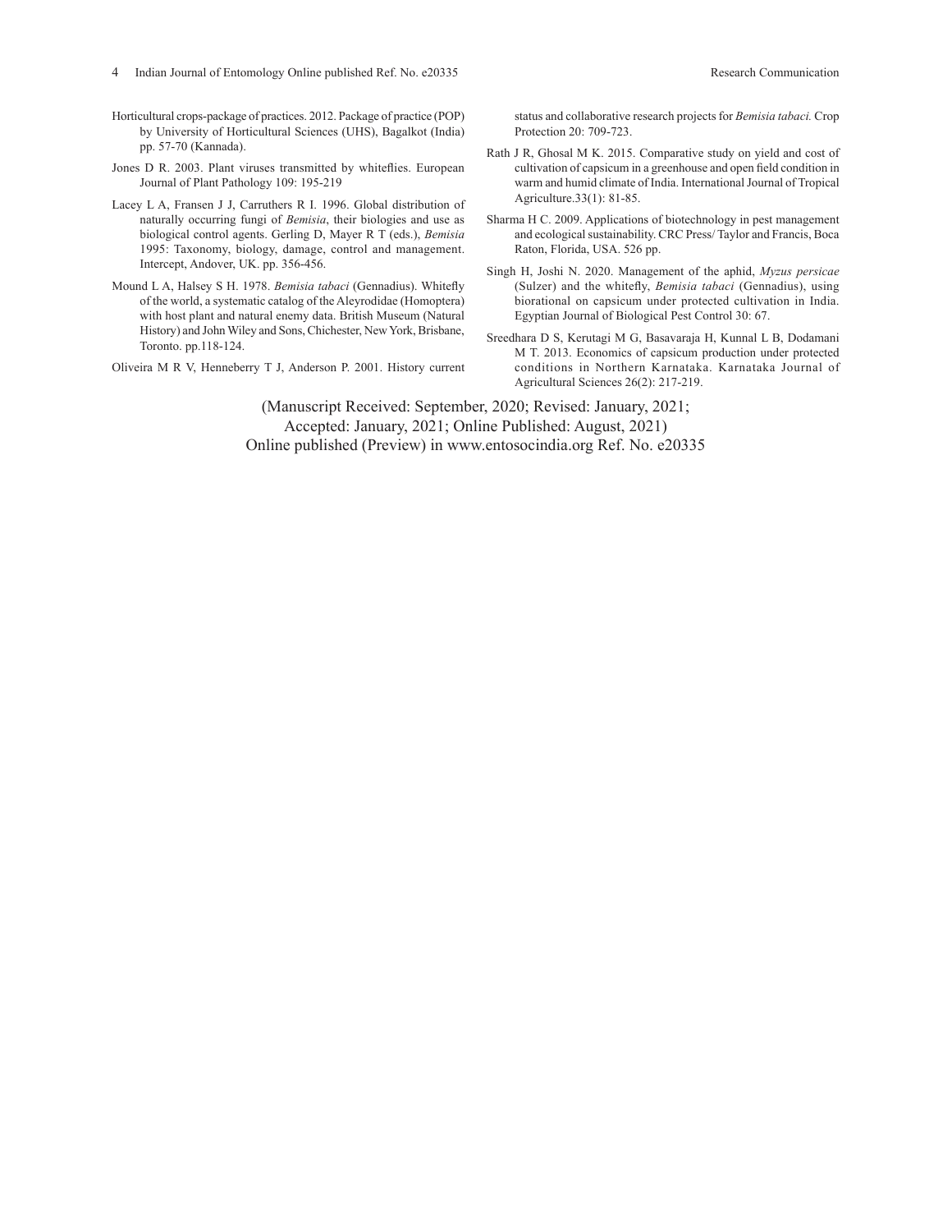Horticultural crops-package of practices. 2012. Package of practice (POP) by University of Horticultural Sciences (UHS), Bagalkot (India) pp. 57-70 (Kannada).

Jones D R. 2003. Plant viruses transmitted by whiteflies. European Journal of Plant Pathology 109: 195-219

Lacey L A, Fransen J J, Carruthers R I. 1996. Global distribution of naturally occurring fungi of *Bemisia*, their biologies and use as biological control agents. Gerling D, Mayer R T (eds.), *Bemisia* 1995: Taxonomy, biology, damage, control and management. Intercept, Andover, UK. pp. 356-456.

Mound L A, Halsey S H. 1978. *Bemisia tabaci* (Gennadius). Whitefly of the world, a systematic catalog of the Aleyrodidae (Homoptera) with host plant and natural enemy data. British Museum (Natural History) and John Wiley and Sons, Chichester, New York, Brisbane, Toronto. pp.118-124.

Oliveira M R V, Henneberry T J, Anderson P. 2001. History current status and collaborative research projects for *Bemisia tabaci.* Crop Protection 20: 709-723.

Rath J R, Ghosal M K. 2015. Comparative study on yield and cost of cultivation of capsicum in a greenhouse and open field condition in warm and humid climate of India. International Journal of Tropical Agriculture.33(1): 81-85.

Sharma H C. 2009. Applications of biotechnology in pest management and ecological sustainability. CRC Press/ Taylor and Francis, Boca Raton, Florida, USA. 526 pp.

Singh H, Joshi N. 2020. Management of the aphid, *Myzus persicae* (Sulzer) and the whitefly, *Bemisia tabaci* (Gennadius), using biorational on capsicum under protected cultivation in India. Egyptian Journal of Biological Pest Control 30: 67.

Sreedhara D S, Kerutagi M G, Basavaraja H, Kunnal L B, Dodamani M T. 2013. Economics of capsicum production under protected conditions in Northern Karnataka. Karnataka Journal of Agricultural Sciences 26(2): 217-219.

(Manuscript Received: September, 2020; Revised: January, 2021;
Accepted: January, 2021; Online Published: August, 2021)
Online published (Preview) in www.entosocindia.org Ref. No. e20335